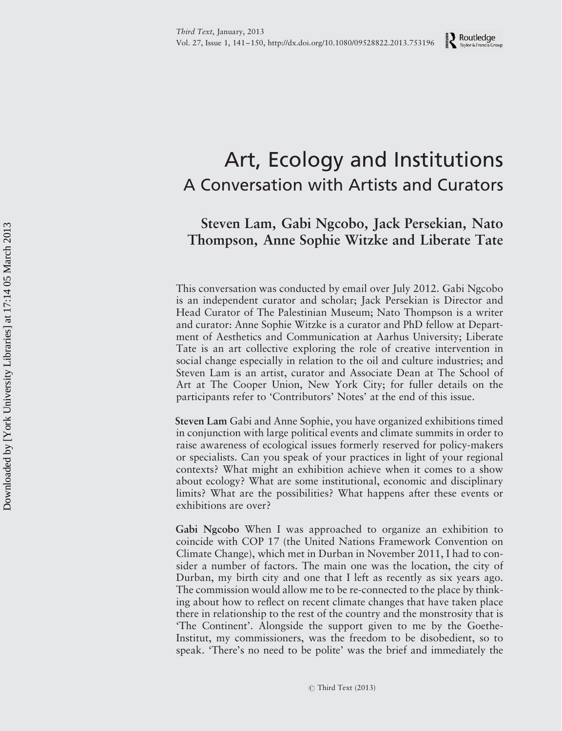# Art, Ecology and Institutions

## A Conversation with Artists and Curators

**Steven Lam, Gabi Ngcobo, Jack Persekian, Nato Thompson, Anne Sophie Witzke and Liberate Tate**

This conversation was conducted by email over July 2012. Gabi Ngcobo is an independent curator and scholar; Jack Persekian is Director and Head Curator of The Palestinian Museum; Nato Thompson is a writer and curator: Anne Sophie Witzke is a curator and PhD fellow at Department of Aesthetics and Communication at Aarhus University; Liberate Tate is an art collective exploring the role of creative intervention in social change especially in relation to the oil and culture industries; and Steven Lam is an artist, curator and Associate Dean at The School of Art at The Cooper Union, New York City; for fuller details on the participants refer to 'Contributors' Notes' at the end of this issue.

**Steven Lam** Gabi and Anne Sophie, you have organized exhibitions timed in conjunction with large political events and climate summits in order to raise awareness of ecological issues formerly reserved for policy-makers or specialists. Can you speak of your practices in light of your regional contexts? What might an exhibition achieve when it comes to a show about ecology? What are some institutional, economic and disciplinary limits? What are the possibilities? What happens after these events or exhibitions are over?

**Gabi Ngcobo** When I was approached to organize an exhibition to coincide with COP 17 (the United Nations Framework Convention on Climate Change), which met in Durban in November 2011, I had to consider a number of factors. The main one was the location, the city of Durban, my birth city and one that I left as recently as six years ago. The commission would allow me to be re-connected to the place by thinking about how to reflect on recent climate changes that have taken place there in relationship to the rest of the country and the monstrosity that is 'The Continent'. Alongside the support given to me by the Goethe-Institut, my commissioners, was the freedom to be disobedient, so to speak. 'There's no need to be polite' was the brief and immediately the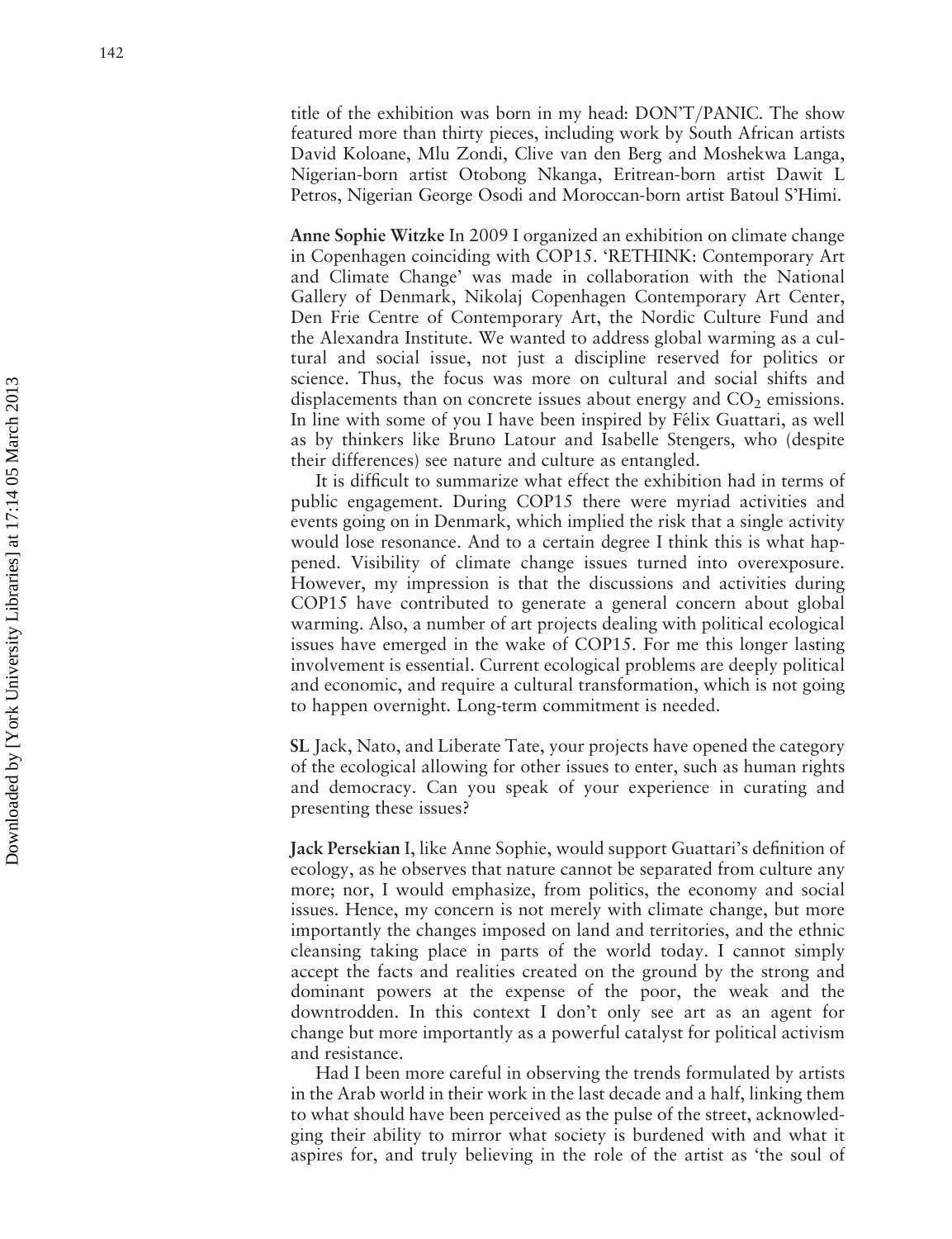title of the exhibition was born in my head: DON'T/PANIC. The show featured more than thirty pieces, including work by South African artists David Koloane, Mlu Zondi, Clive van den Berg and Moshekwa Langa, Nigerian-born artist Otobong Nkanga, Eritrean-born artist Dawit L Petros, Nigerian George Osodi and Moroccan-born artist Batoul S'Himi.

**Anne Sophie Witzke** In 2009 I organized an exhibition on climate change in Copenhagen coinciding with COP15. 'RETHINK: Contemporary Art and Climate Change' was made in collaboration with the National Gallery of Denmark, Nikolaj Copenhagen Contemporary Art Center, Den Frie Centre of Contemporary Art, the Nordic Culture Fund and the Alexandra Institute. We wanted to address global warming as a cultural and social issue, not just a discipline reserved for politics or science. Thus, the focus was more on cultural and social shifts and displacements than on concrete issues about energy and $CO_2$ emissions. In line with some of you I have been inspired by Félix Guattari, as well as by thinkers like Bruno Latour and Isabelle Stengers, who (despite their differences) see nature and culture as entangled.

It is difficult to summarize what effect the exhibition had in terms of public engagement. During COP15 there were myriad activities and events going on in Denmark, which implied the risk that a single activity would lose resonance. And to a certain degree I think this is what happened. Visibility of climate change issues turned into overexposure. However, my impression is that the discussions and activities during COP15 have contributed to generate a general concern about global warming. Also, a number of art projects dealing with political ecological issues have emerged in the wake of COP15. For me this longer lasting involvement is essential. Current ecological problems are deeply political and economic, and require a cultural transformation, which is not going to happen overnight. Long-term commitment is needed.

**SL** Jack, Nato, and Liberate Tate, your projects have opened the category of the ecological allowing for other issues to enter, such as human rights and democracy. Can you speak of your experience in curating and presenting these issues?

**Jack Persekian** I, like Anne Sophie, would support Guattari's definition of ecology, as he observes that nature cannot be separated from culture any more; nor, I would emphasize, from politics, the economy and social issues. Hence, my concern is not merely with climate change, but more importantly the changes imposed on land and territories, and the ethnic cleansing taking place in parts of the world today. I cannot simply accept the facts and realities created on the ground by the strong and dominant powers at the expense of the poor, the weak and the downtrodden. In this context I don't only see art as an agent for change but more importantly as a powerful catalyst for political activism and resistance.

Had I been more careful in observing the trends formulated by artists in the Arab world in their work in the last decade and a half, linking them to what should have been perceived as the pulse of the street, acknowledging their ability to mirror what society is burdened with and what it aspires for, and truly believing in the role of the artist as 'the soul of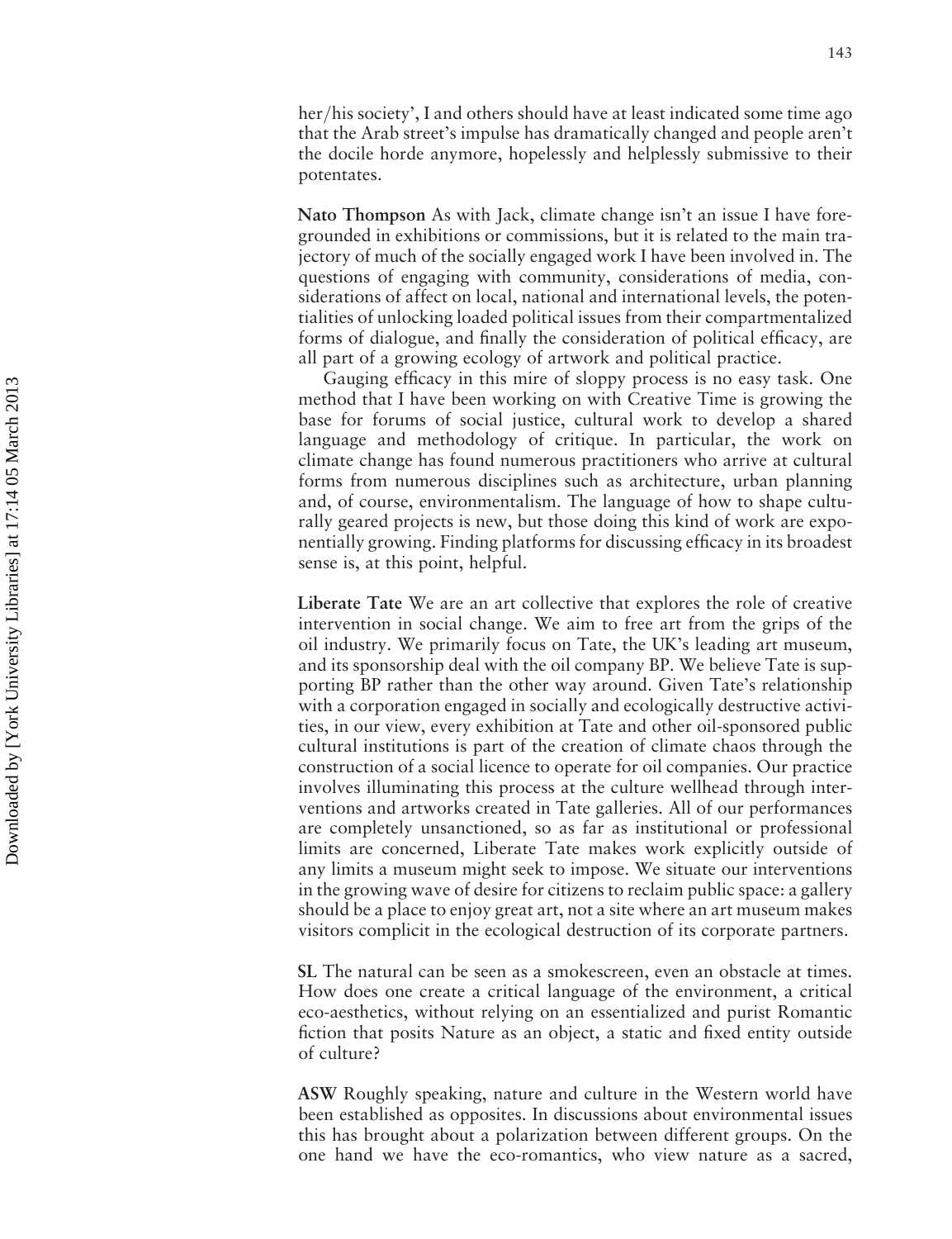her/his society', I and others should have at least indicated some time ago that the Arab street's impulse has dramatically changed and people aren't the docile horde anymore, hopelessly and helplessly submissive to their potentates.

**Nato Thompson** As with Jack, climate change isn't an issue I have foregrounded in exhibitions or commissions, but it is related to the main trajectory of much of the socially engaged work I have been involved in. The questions of engaging with community, considerations of media, considerations of affect on local, national and international levels, the potentialities of unlocking loaded political issues from their compartmentalized forms of dialogue, and finally the consideration of political efficacy, are all part of a growing ecology of artwork and political practice.

Gauging efficacy in this mire of sloppy process is no easy task. One method that I have been working on with Creative Time is growing the base for forums of social justice, cultural work to develop a shared language and methodology of critique. In particular, the work on climate change has found numerous practitioners who arrive at cultural forms from numerous disciplines such as architecture, urban planning and, of course, environmentalism. The language of how to shape culturally geared projects is new, but those doing this kind of work are exponentially growing. Finding platforms for discussing efficacy in its broadest sense is, at this point, helpful.

**Liberate Tate** We are an art collective that explores the role of creative intervention in social change. We aim to free art from the grips of the oil industry. We primarily focus on Tate, the UK's leading art museum, and its sponsorship deal with the oil company BP. We believe Tate is supporting BP rather than the other way around. Given Tate's relationship with a corporation engaged in socially and ecologically destructive activities, in our view, every exhibition at Tate and other oil-sponsored public cultural institutions is part of the creation of climate chaos through the construction of a social licence to operate for oil companies. Our practice involves illuminating this process at the culture wellhead through interventions and artworks created in Tate galleries. All of our performances are completely unsanctioned, so as far as institutional or professional limits are concerned, Liberate Tate makes work explicitly outside of any limits a museum might seek to impose. We situate our interventions in the growing wave of desire for citizens to reclaim public space: a gallery should be a place to enjoy great art, not a site where an art museum makes visitors complicit in the ecological destruction of its corporate partners.

**SL** The natural can be seen as a smokescreen, even an obstacle at times. How does one create a critical language of the environment, a critical eco-aesthetics, without relying on an essentialized and purist Romantic fiction that posits Nature as an object, a static and fixed entity outside of culture?

**ASW** Roughly speaking, nature and culture in the Western world have been established as opposites. In discussions about environmental issues this has brought about a polarization between different groups. On the one hand we have the eco-romantics, who view nature as a sacred,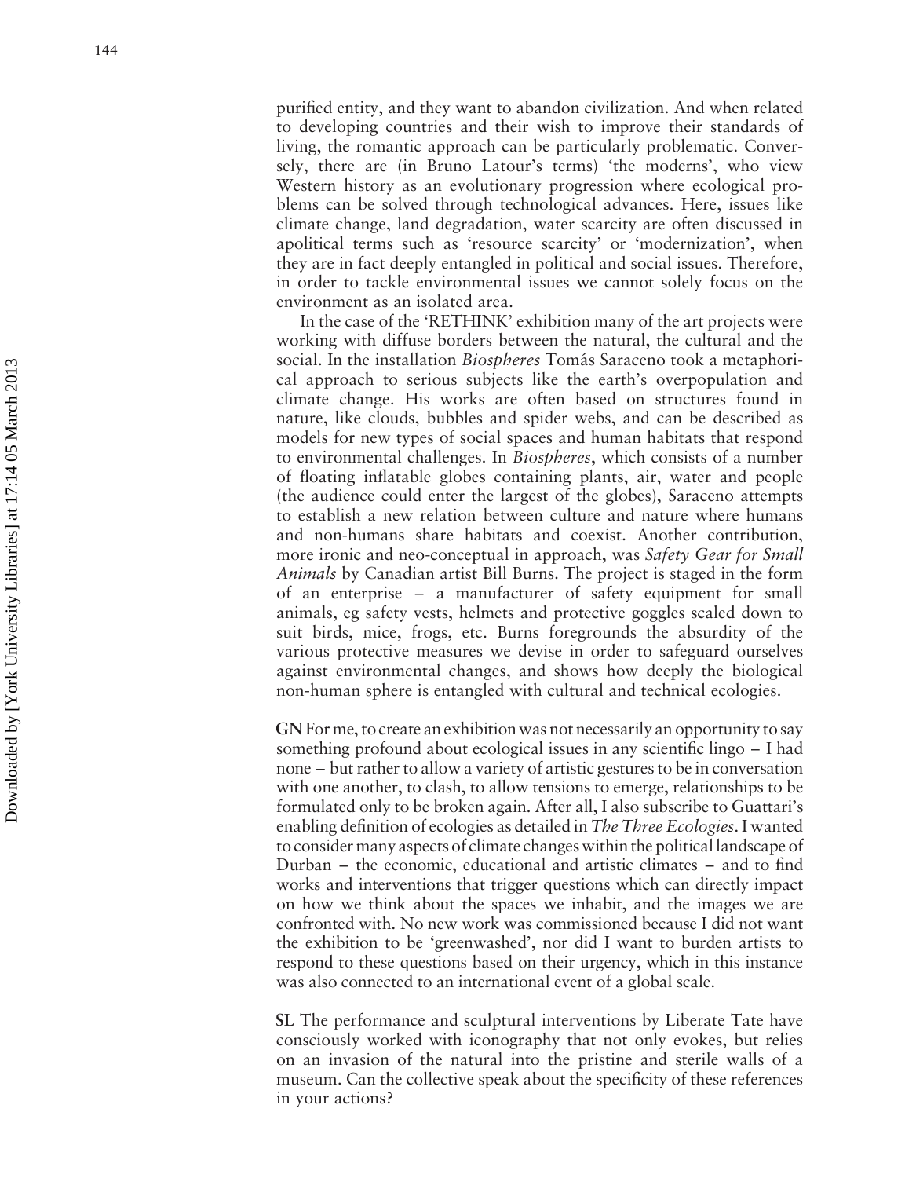purified entity, and they want to abandon civilization. And when related to developing countries and their wish to improve their standards of living, the romantic approach can be particularly problematic. Conversely, there are (in Bruno Latour's terms) 'the moderns', who view Western history as an evolutionary progression where ecological problems can be solved through technological advances. Here, issues like climate change, land degradation, water scarcity are often discussed in apolitical terms such as 'resource scarcity' or 'modernization', when they are in fact deeply entangled in political and social issues. Therefore, in order to tackle environmental issues we cannot solely focus on the environment as an isolated area.

In the case of the 'RETHINK' exhibition many of the art projects were working with diffuse borders between the natural, the cultural and the social. In the installation *Biospheres* Tomás Saraceno took a metaphorical approach to serious subjects like the earth's overpopulation and climate change. His works are often based on structures found in nature, like clouds, bubbles and spider webs, and can be described as models for new types of social spaces and human habitats that respond to environmental challenges. In *Biospheres*, which consists of a number of floating inflatable globes containing plants, air, water and people (the audience could enter the largest of the globes), Saraceno attempts to establish a new relation between culture and nature where humans and non-humans share habitats and coexist. Another contribution, more ironic and neo-conceptual in approach, was *Safety Gear for Small Animals* by Canadian artist Bill Burns. The project is staged in the form of an enterprise – a manufacturer of safety equipment for small animals, eg safety vests, helmets and protective goggles scaled down to suit birds, mice, frogs, etc. Burns foregrounds the absurdity of the various protective measures we devise in order to safeguard ourselves against environmental changes, and shows how deeply the biological non-human sphere is entangled with cultural and technical ecologies.

**GN** For me, to create an exhibition was not necessarily an opportunity to say something profound about ecological issues in any scientific lingo – I had none – but rather to allow a variety of artistic gestures to be in conversation with one another, to clash, to allow tensions to emerge, relationships to be formulated only to be broken again. After all, I also subscribe to Guattari's enabling definition of ecologies as detailed in *The Three Ecologies*. I wanted to consider many aspects of climate changes within the political landscape of Durban – the economic, educational and artistic climates – and to find works and interventions that trigger questions which can directly impact on how we think about the spaces we inhabit, and the images we are confronted with. No new work was commissioned because I did not want the exhibition to be 'greenwashed', nor did I want to burden artists to respond to these questions based on their urgency, which in this instance was also connected to an international event of a global scale.

**SL** The performance and sculptural interventions by Liberate Tate have consciously worked with iconography that not only evokes, but relies on an invasion of the natural into the pristine and sterile walls of a museum. Can the collective speak about the specificity of these references in your actions?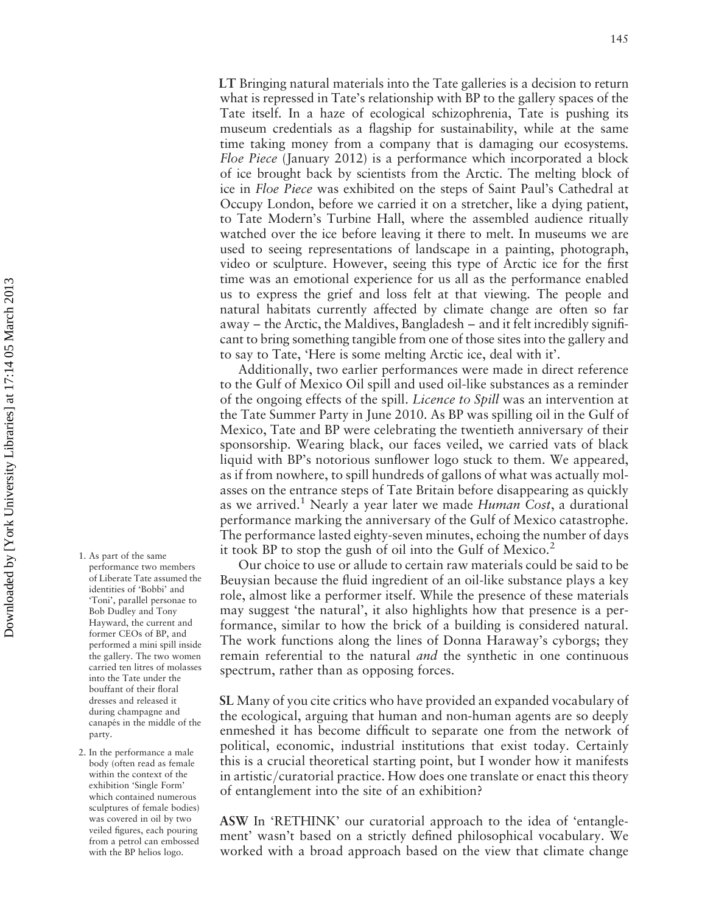**LT** Bringing natural materials into the Tate galleries is a decision to return what is repressed in Tate's relationship with BP to the gallery spaces of the Tate itself. In a haze of ecological schizophrenia, Tate is pushing its museum credentials as a flagship for sustainability, while at the same time taking money from a company that is damaging our ecosystems. *Floe Piece* (January 2012) is a performance which incorporated a block of ice brought back by scientists from the Arctic. The melting block of ice in *Floe Piece* was exhibited on the steps of Saint Paul's Cathedral at Occupy London, before we carried it on a stretcher, like a dying patient, to Tate Modern's Turbine Hall, where the assembled audience ritually watched over the ice before leaving it there to melt. In museums we are used to seeing representations of landscape in a painting, photograph, video or sculpture. However, seeing this type of Arctic ice for the first time was an emotional experience for us all as the performance enabled us to express the grief and loss felt at that viewing. The people and natural habitats currently affected by climate change are often so far away – the Arctic, the Maldives, Bangladesh – and it felt incredibly significant to bring something tangible from one of those sites into the gallery and to say to Tate, 'Here is some melting Arctic ice, deal with it'.

Additionally, two earlier performances were made in direct reference to the Gulf of Mexico Oil spill and used oil-like substances as a reminder of the ongoing effects of the spill. *Licence to Spill* was an intervention at the Tate Summer Party in June 2010. As BP was spilling oil in the Gulf of Mexico, Tate and BP were celebrating the twentieth anniversary of their sponsorship. Wearing black, our faces veiled, we carried vats of black liquid with BP's notorious sunflower logo stuck to them. We appeared, as if from nowhere, to spill hundreds of gallons of what was actually molasses on the entrance steps of Tate Britain before disappearing as quickly as we arrived.[1] Nearly a year later we made *Human Cost*, a durational performance marking the anniversary of the Gulf of Mexico catastrophe. The performance lasted eighty-seven minutes, echoing the number of days it took BP to stop the gush of oil into the Gulf of Mexico.[2]

Our choice to use or allude to certain raw materials could be said to be Beuysian because the fluid ingredient of an oil-like substance plays a key role, almost like a performer itself. While the presence of these materials may suggest 'the natural', it also highlights how that presence is a performance, similar to how the brick of a building is considered natural. The work functions along the lines of Donna Haraway's cyborgs; they remain referential to the natural *and* the synthetic in one continuous spectrum, rather than as opposing forces.

**SL** Many of you cite critics who have provided an expanded vocabulary of the ecological, arguing that human and non-human agents are so deeply enmeshed it has become difficult to separate one from the network of political, economic, industrial institutions that exist today. Certainly this is a crucial theoretical starting point, but I wonder how it manifests in artistic/curatorial practice. How does one translate or enact this theory of entanglement into the site of an exhibition?

**ASW** In 'RETHINK' our curatorial approach to the idea of 'entanglement' wasn't based on a strictly defined philosophical vocabulary. We worked with a broad approach based on the view that climate change

1. As part of the same performance two members of Liberate Tate assumed the identities of 'Bobbi' and 'Toni', parallel personae to Bob Dudley and Tony Hayward, the current and former CEOs of BP, and performed a mini spill inside the gallery. The two women carried ten litres of molasses into the Tate under the bouffant of their floral dresses and released it during champagne and canapés in the middle of the party.

2. In the performance a male body (often read as female within the context of the exhibition 'Single Form' which contained numerous sculptures of female bodies) was covered in oil by two veiled figures, each pouring from a petrol can embossed with the BP helios logo.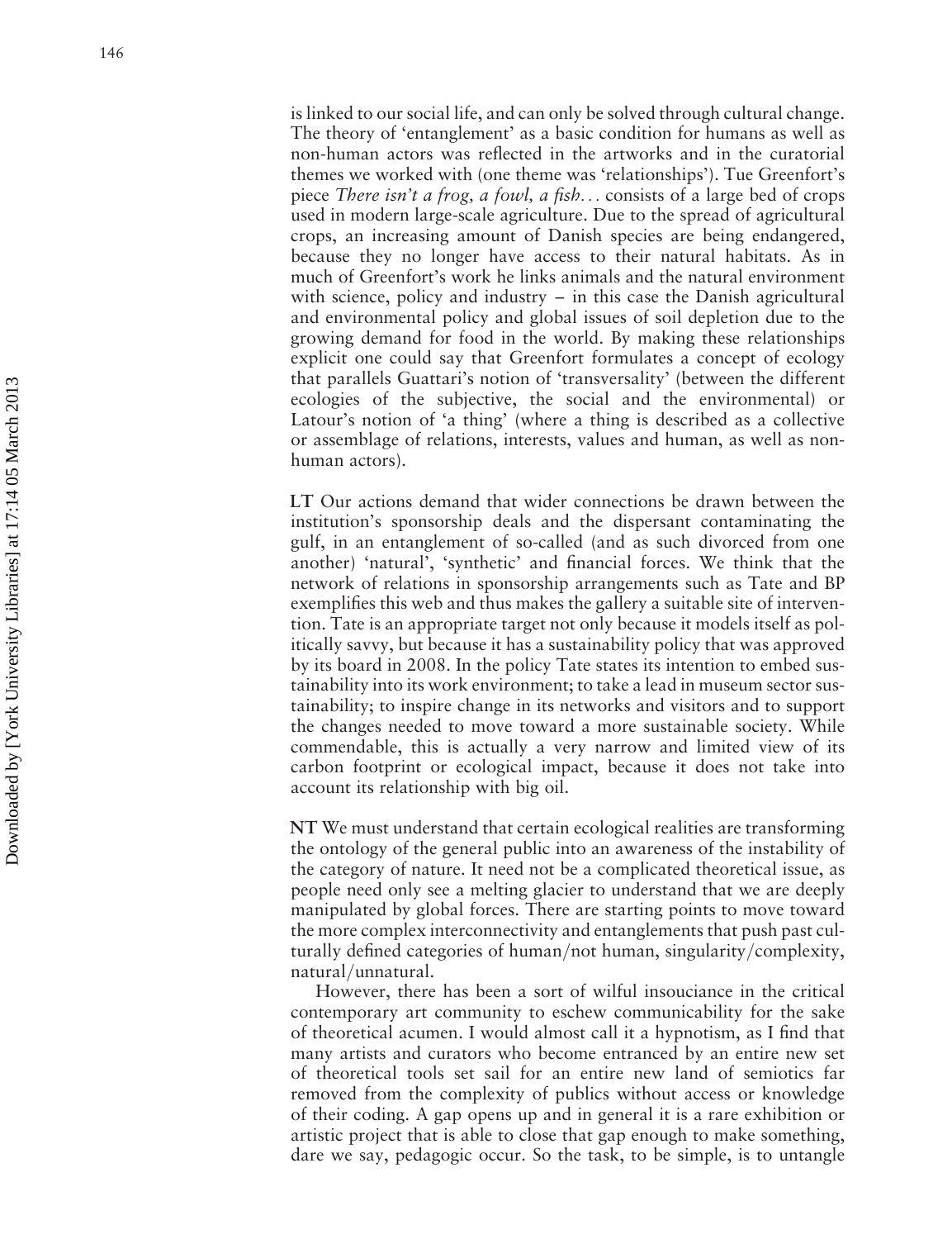is linked to our social life, and can only be solved through cultural change. The theory of 'entanglement' as a basic condition for humans as well as non-human actors was reflected in the artworks and in the curatorial themes we worked with (one theme was 'relationships'). Tue Greenfort's piece *There isn't a frog, a fowl, a fish…* consists of a large bed of crops used in modern large-scale agriculture. Due to the spread of agricultural crops, an increasing amount of Danish species are being endangered, because they no longer have access to their natural habitats. As in much of Greenfort's work he links animals and the natural environment with science, policy and industry – in this case the Danish agricultural and environmental policy and global issues of soil depletion due to the growing demand for food in the world. By making these relationships explicit one could say that Greenfort formulates a concept of ecology that parallels Guattari's notion of 'transversality' (between the different ecologies of the subjective, the social and the environmental) or Latour's notion of 'a thing' (where a thing is described as a collective or assemblage of relations, interests, values and human, as well as non-human actors).

**LT** Our actions demand that wider connections be drawn between the institution's sponsorship deals and the dispersant contaminating the gulf, in an entanglement of so-called (and as such divorced from one another) 'natural', 'synthetic' and financial forces. We think that the network of relations in sponsorship arrangements such as Tate and BP exemplifies this web and thus makes the gallery a suitable site of intervention. Tate is an appropriate target not only because it models itself as politically savvy, but because it has a sustainability policy that was approved by its board in 2008. In the policy Tate states its intention to embed sustainability into its work environment; to take a lead in museum sector sustainability; to inspire change in its networks and visitors and to support the changes needed to move toward a more sustainable society. While commendable, this is actually a very narrow and limited view of its carbon footprint or ecological impact, because it does not take into account its relationship with big oil.

**NT** We must understand that certain ecological realities are transforming the ontology of the general public into an awareness of the instability of the category of nature. It need not be a complicated theoretical issue, as people need only see a melting glacier to understand that we are deeply manipulated by global forces. There are starting points to move toward the more complex interconnectivity and entanglements that push past culturally defined categories of human/not human, singularity/complexity, natural/unnatural.

However, there has been a sort of wilful insouciance in the critical contemporary art community to eschew communicability for the sake of theoretical acumen. I would almost call it a hypnotism, as I find that many artists and curators who become entranced by an entire new set of theoretical tools set sail for an entire new land of semiotics far removed from the complexity of publics without access or knowledge of their coding. A gap opens up and in general it is a rare exhibition or artistic project that is able to close that gap enough to make something, dare we say, pedagogic occur. So the task, to be simple, is to untangle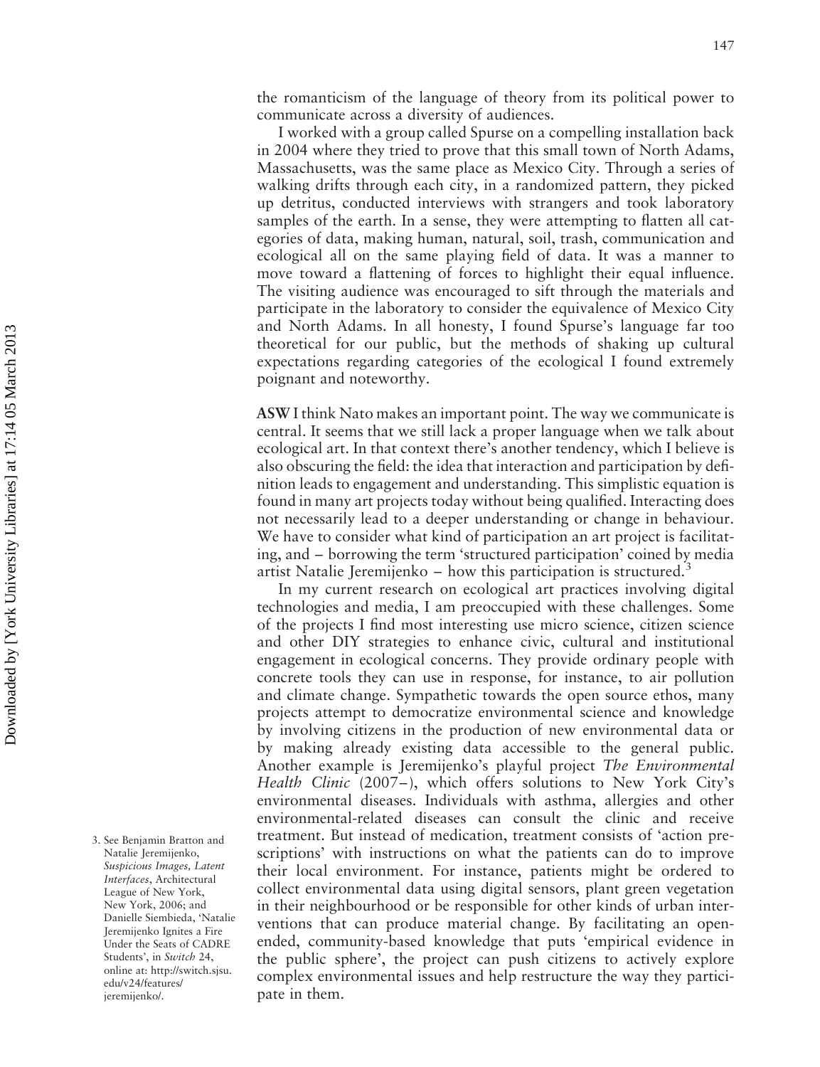the romanticism of the language of theory from its political power to communicate across a diversity of audiences.

I worked with a group called Spurse on a compelling installation back in 2004 where they tried to prove that this small town of North Adams, Massachusetts, was the same place as Mexico City. Through a series of walking drifts through each city, in a randomized pattern, they picked up detritus, conducted interviews with strangers and took laboratory samples of the earth. In a sense, they were attempting to flatten all categories of data, making human, natural, soil, trash, communication and ecological all on the same playing field of data. It was a manner to move toward a flattening of forces to highlight their equal influence. The visiting audience was encouraged to sift through the materials and participate in the laboratory to consider the equivalence of Mexico City and North Adams. In all honesty, I found Spurse's language far too theoretical for our public, but the methods of shaking up cultural expectations regarding categories of the ecological I found extremely poignant and noteworthy.

**ASW** I think Nato makes an important point. The way we communicate is central. It seems that we still lack a proper language when we talk about ecological art. In that context there's another tendency, which I believe is also obscuring the field: the idea that interaction and participation by definition leads to engagement and understanding. This simplistic equation is found in many art projects today without being qualified. Interacting does not necessarily lead to a deeper understanding or change in behaviour. We have to consider what kind of participation an art project is facilitating, and – borrowing the term 'structured participation' coined by media artist Natalie Jeremijenko – how this participation is structured.[3]

In my current research on ecological art practices involving digital technologies and media, I am preoccupied with these challenges. Some of the projects I find most interesting use micro science, citizen science and other DIY strategies to enhance civic, cultural and institutional engagement in ecological concerns. They provide ordinary people with concrete tools they can use in response, for instance, to air pollution and climate change. Sympathetic towards the open source ethos, many projects attempt to democratize environmental science and knowledge by involving citizens in the production of new environmental data or by making already existing data accessible to the general public. Another example is Jeremijenko's playful project *The Environmental Health Clinic* (2007–), which offers solutions to New York City's environmental diseases. Individuals with asthma, allergies and other environmental-related diseases can consult the clinic and receive treatment. But instead of medication, treatment consists of 'action prescriptions' with instructions on what the patients can do to improve their local environment. For instance, patients might be ordered to collect environmental data using digital sensors, plant green vegetation in their neighbourhood or be responsible for other kinds of urban interventions that can produce material change. By facilitating an open-ended, community-based knowledge that puts 'empirical evidence in the public sphere', the project can push citizens to actively explore complex environmental issues and help restructure the way they participate in them.

3. See Benjamin Bratton and Natalie Jeremijenko, *Suspicious Images, Latent Interfaces*, Architectural League of New York, New York, 2006; and Danielle Siembieda, 'Natalie Jeremijenko Ignites a Fire Under the Seats of CADRE Students', in *Switch* 24, online at: http://switch.sjsu.edu/v24/features/jeremijenko/.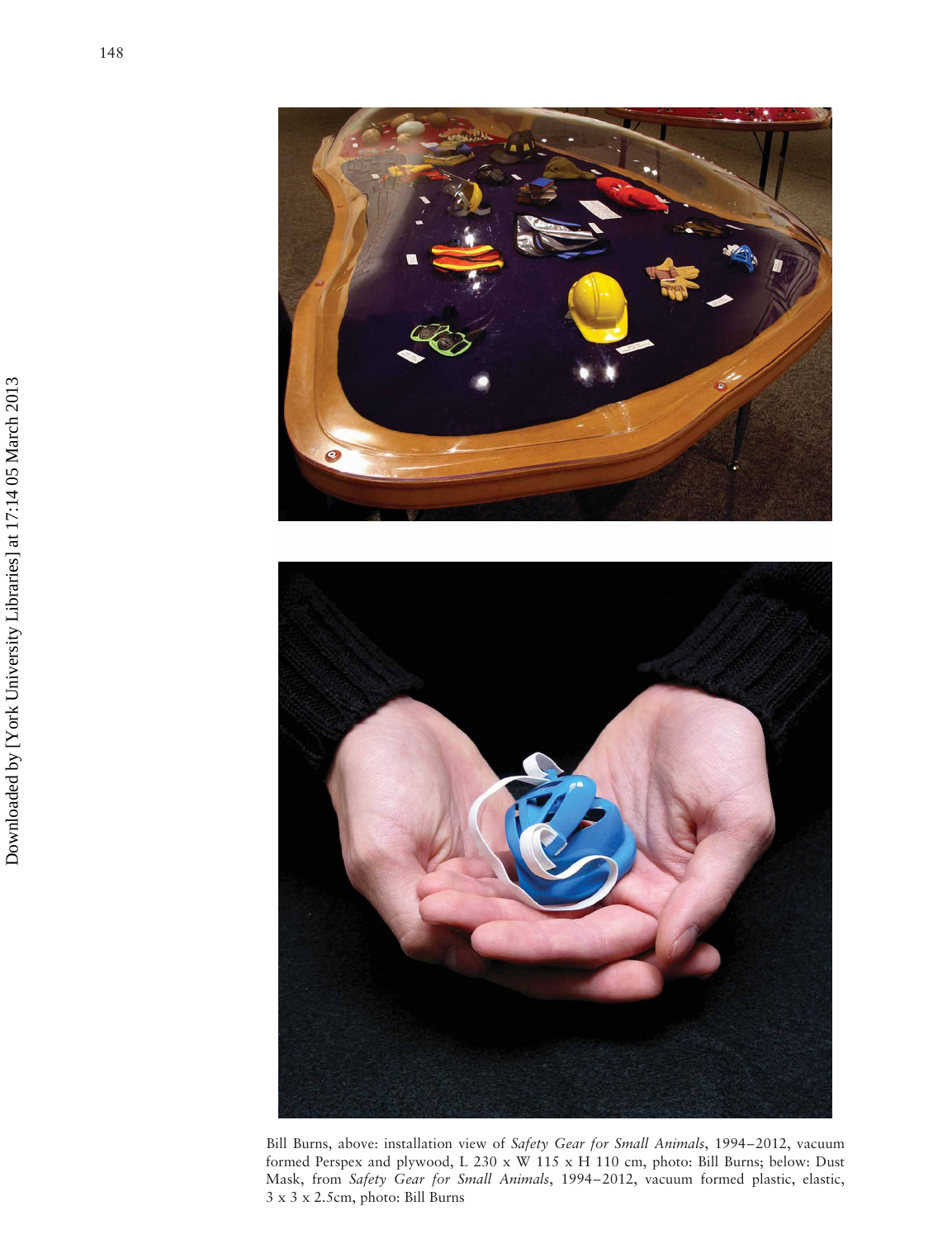Bill Burns, above: installation view of *Safety Gear for Small Animals*, 1994–2012, vacuum formed Perspex and plywood, L 230 x W 115 x H 110 cm, photo: Bill Burns; below: Dust Mask, from *Safety Gear for Small Animals*, 1994–2012, vacuum formed plastic, elastic, 3 x 3 x 2.5cm, photo: Bill Burns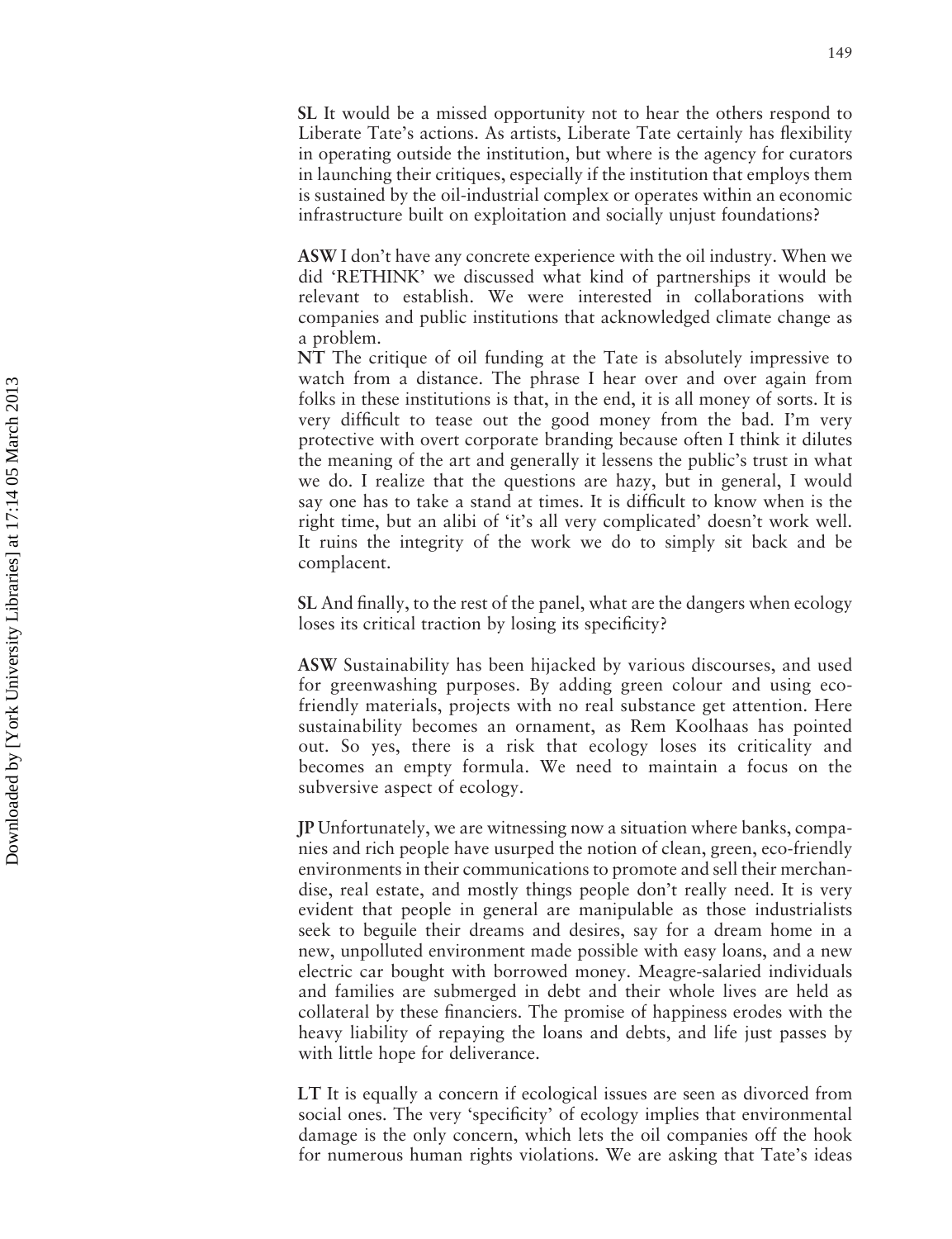**SL** It would be a missed opportunity not to hear the others respond to Liberate Tate's actions. As artists, Liberate Tate certainly has flexibility in operating outside the institution, but where is the agency for curators in launching their critiques, especially if the institution that employs them is sustained by the oil-industrial complex or operates within an economic infrastructure built on exploitation and socially unjust foundations?

**ASW** I don't have any concrete experience with the oil industry. When we did 'RETHINK' we discussed what kind of partnerships it would be relevant to establish. We were interested in collaborations with companies and public institutions that acknowledged climate change as a problem.

**NT** The critique of oil funding at the Tate is absolutely impressive to watch from a distance. The phrase I hear over and over again from folks in these institutions is that, in the end, it is all money of sorts. It is very difficult to tease out the good money from the bad. I'm very protective with overt corporate branding because often I think it dilutes the meaning of the art and generally it lessens the public's trust in what we do. I realize that the questions are hazy, but in general, I would say one has to take a stand at times. It is difficult to know when is the right time, but an alibi of 'it's all very complicated' doesn't work well. It ruins the integrity of the work we do to simply sit back and be complacent.

**SL** And finally, to the rest of the panel, what are the dangers when ecology loses its critical traction by losing its specificity?

**ASW** Sustainability has been hijacked by various discourses, and used for greenwashing purposes. By adding green colour and using eco-friendly materials, projects with no real substance get attention. Here sustainability becomes an ornament, as Rem Koolhaas has pointed out. So yes, there is a risk that ecology loses its criticality and becomes an empty formula. We need to maintain a focus on the subversive aspect of ecology.

**JP** Unfortunately, we are witnessing now a situation where banks, companies and rich people have usurped the notion of clean, green, eco-friendly environments in their communications to promote and sell their merchandise, real estate, and mostly things people don't really need. It is very evident that people in general are manipulable as those industrialists seek to beguile their dreams and desires, say for a dream home in a new, unpolluted environment made possible with easy loans, and a new electric car bought with borrowed money. Meagre-salaried individuals and families are submerged in debt and their whole lives are held as collateral by these financiers. The promise of happiness erodes with the heavy liability of repaying the loans and debts, and life just passes by with little hope for deliverance.

**LT** It is equally a concern if ecological issues are seen as divorced from social ones. The very 'specificity' of ecology implies that environmental damage is the only concern, which lets the oil companies off the hook for numerous human rights violations. We are asking that Tate's ideas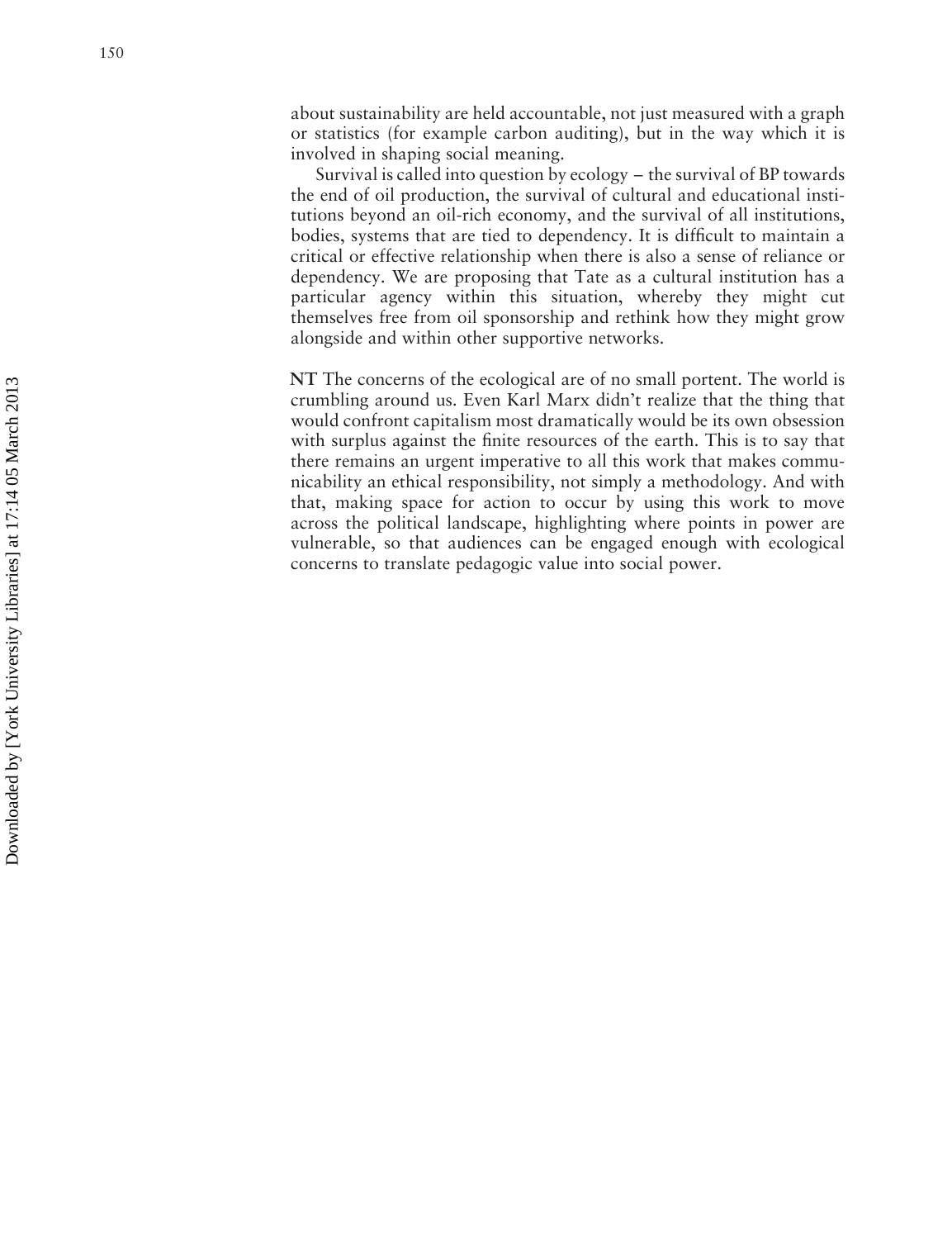about sustainability are held accountable, not just measured with a graph or statistics (for example carbon auditing), but in the way which it is involved in shaping social meaning.

Survival is called into question by ecology – the survival of BP towards the end of oil production, the survival of cultural and educational institutions beyond an oil-rich economy, and the survival of all institutions, bodies, systems that are tied to dependency. It is difficult to maintain a critical or effective relationship when there is also a sense of reliance or dependency. We are proposing that Tate as a cultural institution has a particular agency within this situation, whereby they might cut themselves free from oil sponsorship and rethink how they might grow alongside and within other supportive networks.

**NT** The concerns of the ecological are of no small portent. The world is crumbling around us. Even Karl Marx didn't realize that the thing that would confront capitalism most dramatically would be its own obsession with surplus against the finite resources of the earth. This is to say that there remains an urgent imperative to all this work that makes communicability an ethical responsibility, not simply a methodology. And with that, making space for action to occur by using this work to move across the political landscape, highlighting where points in power are vulnerable, so that audiences can be engaged enough with ecological concerns to translate pedagogic value into social power.